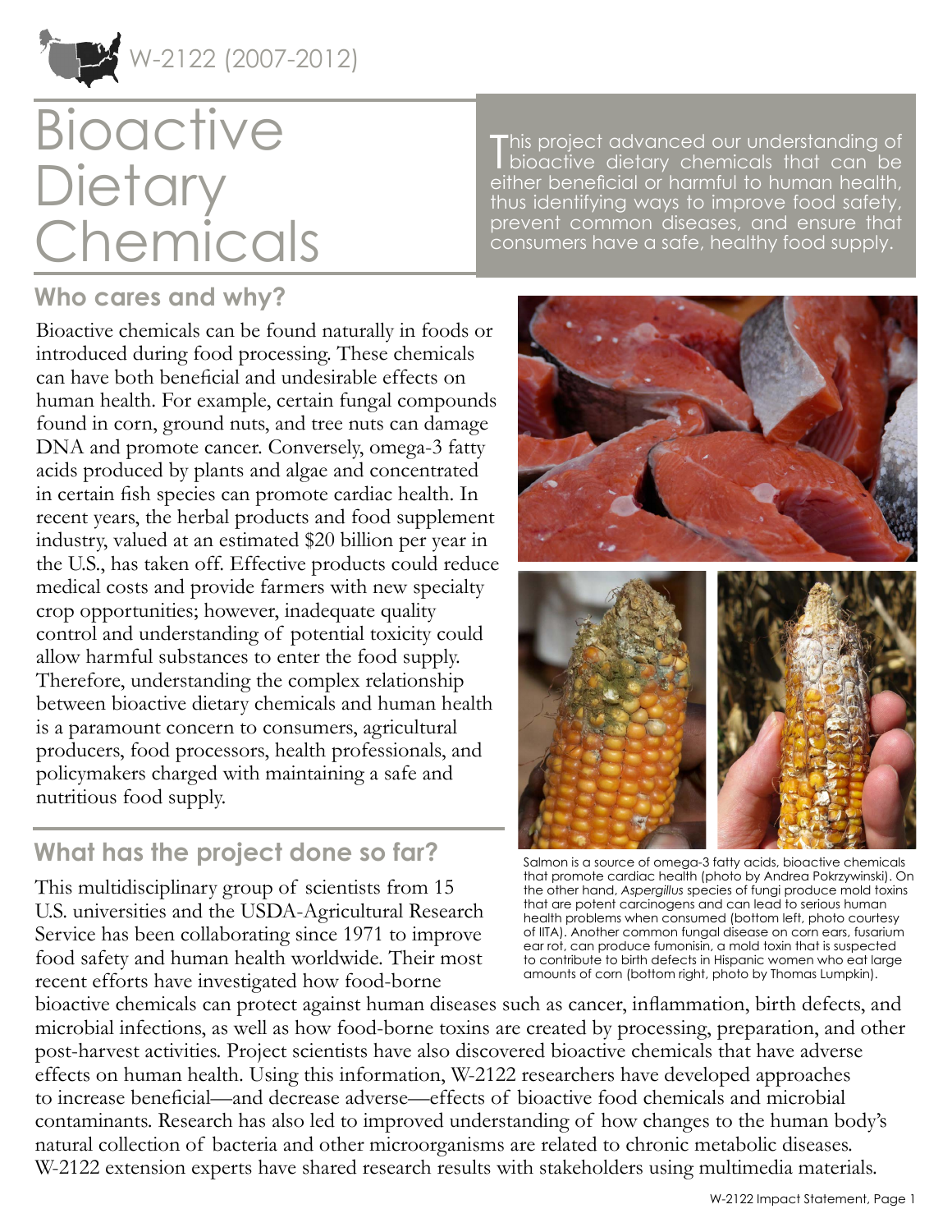W-2122 (2007-2012)

# Bioactive Dietary Chemicals

This project advanced our understanding of bioactive dietary chemicals that can be either beneficial or harmful to human health, thus identifying ways to improve food safety, prevent common diseases, and ensure that consumers have a safe, healthy food supply.

## Who cares and why?

Bioactive chemicals can be found naturally in foods or introduced during food processing. These chemicals can have both beneficial and undesirable effects on human health. For example, certain fungal compounds found in corn, ground nuts, and tree nuts can damage DNA and promote cancer. Conversely, omega-3 fatty acids produced by plants and algae and concentrated in certain fish species can promote cardiac health. In recent years, the herbal products and food supplement industry, valued at an estimated $20 billion per year in the U.S., has taken off. Effective products could reduce medical costs and provide farmers with new specialty crop opportunities; however, inadequate quality control and understanding of potential toxicity could allow harmful substances to enter the food supply. Therefore, understanding the complex relationship between bioactive dietary chemicals and human health is a paramount concern to consumers, agricultural producers, food processors, health professionals, and policymakers charged with maintaining a safe and nutritious food supply.

Salmon is a source of omega-3 fatty acids, bioactive chemicals that promote cardiac health (photo by Andrea Pokrzywinski). On the other hand, *Aspergillus* species of fungi produce mold toxins that are potent carcinogens and can lead to serious human health problems when consumed (bottom left, photo courtesy of IITA). Another common fungal disease on corn ears, fusarium ear rot, can produce fumonisin, a mold toxin that is suspected to contribute to birth defects in Hispanic women who eat large amounts of corn (bottom right, photo by Thomas Lumpkin).

## What has the project done so far?

This multidisciplinary group of scientists from 15 U.S. universities and the USDA-Agricultural Research Service has been collaborating since 1971 to improve food safety and human health worldwide. Their most recent efforts have investigated how food-borne bioactive chemicals can protect against human diseases such as cancer, inflammation, birth defects, and microbial infections, as well as how food-borne toxins are created by processing, preparation, and other post-harvest activities. Project scientists have also discovered bioactive chemicals that have adverse effects on human health. Using this information, W-2122 researchers have developed approaches to increase beneficial—and decrease adverse—effects of bioactive food chemicals and microbial contaminants. Research has also led to improved understanding of how changes to the human body's natural collection of bacteria and other microorganisms are related to chronic metabolic diseases. W-2122 extension experts have shared research results with stakeholders using multimedia materials.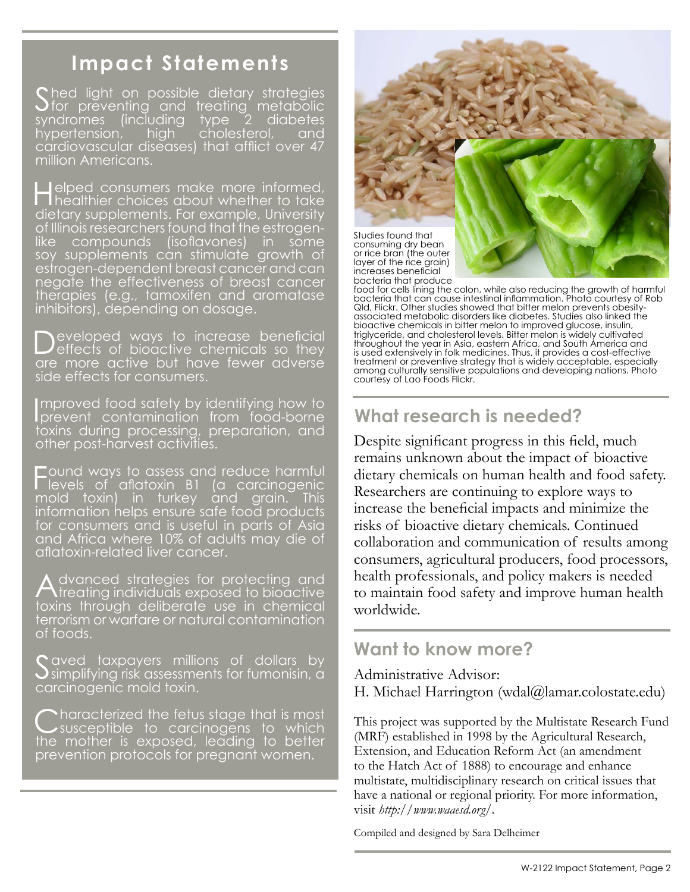## Impact Statements

Shed light on possible dietary strategies for preventing and treating metabolic syndromes (including type 2 diabetes hypertension, high cholesterol, and cardiovascular diseases) that afflict over 47 million Americans.

Helped consumers make more informed, healthier choices about whether to take dietary supplements. For example, University of Illinois researchers found that the estrogen-like compounds (isoflavones) in some soy supplements can stimulate growth of estrogen-dependent breast cancer and can negate the effectiveness of breast cancer therapies (e.g., tamoxifen and aromatase inhibitors), depending on dosage.

Developed ways to increase beneficial effects of bioactive chemicals so they are more active but have fewer adverse side effects for consumers.

Improved food safety by identifying how to prevent contamination from food-borne toxins during processing, preparation, and other post-harvest activities.

Found ways to assess and reduce harmful levels of aflatoxin B1 (a carcinogenic mold toxin) in turkey and grain. This information helps ensure safe food products for consumers and is useful in parts of Asia and Africa where 10% of adults may die of aflatoxin-related liver cancer.

Advanced strategies for protecting and treating individuals exposed to bioactive toxins through deliberate use in chemical terrorism or warfare or natural contamination of foods.

Saved taxpayers millions of dollars by simplifying risk assessments for fumonisin, a carcinogenic mold toxin.

Characterized the fetus stage that is most susceptible to carcinogens to which the mother is exposed, leading to better prevention protocols for pregnant women.

Studies found that consuming dry bean or rice bran (the outer layer of the rice grain) increases beneficial bacteria that produce food for cells lining the colon, while also reducing the growth of harmful bacteria that can cause intestinal inflammation. Photo courtesy of Rob Qld, Flickr. Other studies showed that bitter melon prevents obesity-associated metabolic disorders like diabetes. Studies also linked the bioactive chemicals in bitter melon to improved glucose, insulin, triglyceride, and cholesterol levels. Bitter melon is widely cultivated throughout the year in Asia, eastern Africa, and South America and is used extensively in folk medicines. Thus, it provides a cost-effective treatment or preventive strategy that is widely acceptable, especially among culturally sensitive populations and developing nations. Photo courtesy of Lao Foods Flickr.

## What research is needed?

Despite significant progress in this field, much remains unknown about the impact of bioactive dietary chemicals on human health and food safety. Researchers are continuing to explore ways to increase the beneficial impacts and minimize the risks of bioactive dietary chemicals. Continued collaboration and communication of results among consumers, agricultural producers, food processors, health professionals, and policy makers is needed to maintain food safety and improve human health worldwide.

## Want to know more?

Administrative Advisor:
H. Michael Harrington (wdal@lamar.colostate.edu)

This project was supported by the Multistate Research Fund (MRF) established in 1998 by the Agricultural Research, Extension, and Education Reform Act (an amendment to the Hatch Act of 1888) to encourage and enhance multistate, multidisciplinary research on critical issues that have a national or regional priority. For more information, visit *http://www.waaesd.org/*.

Compiled and designed by Sara Delheimer